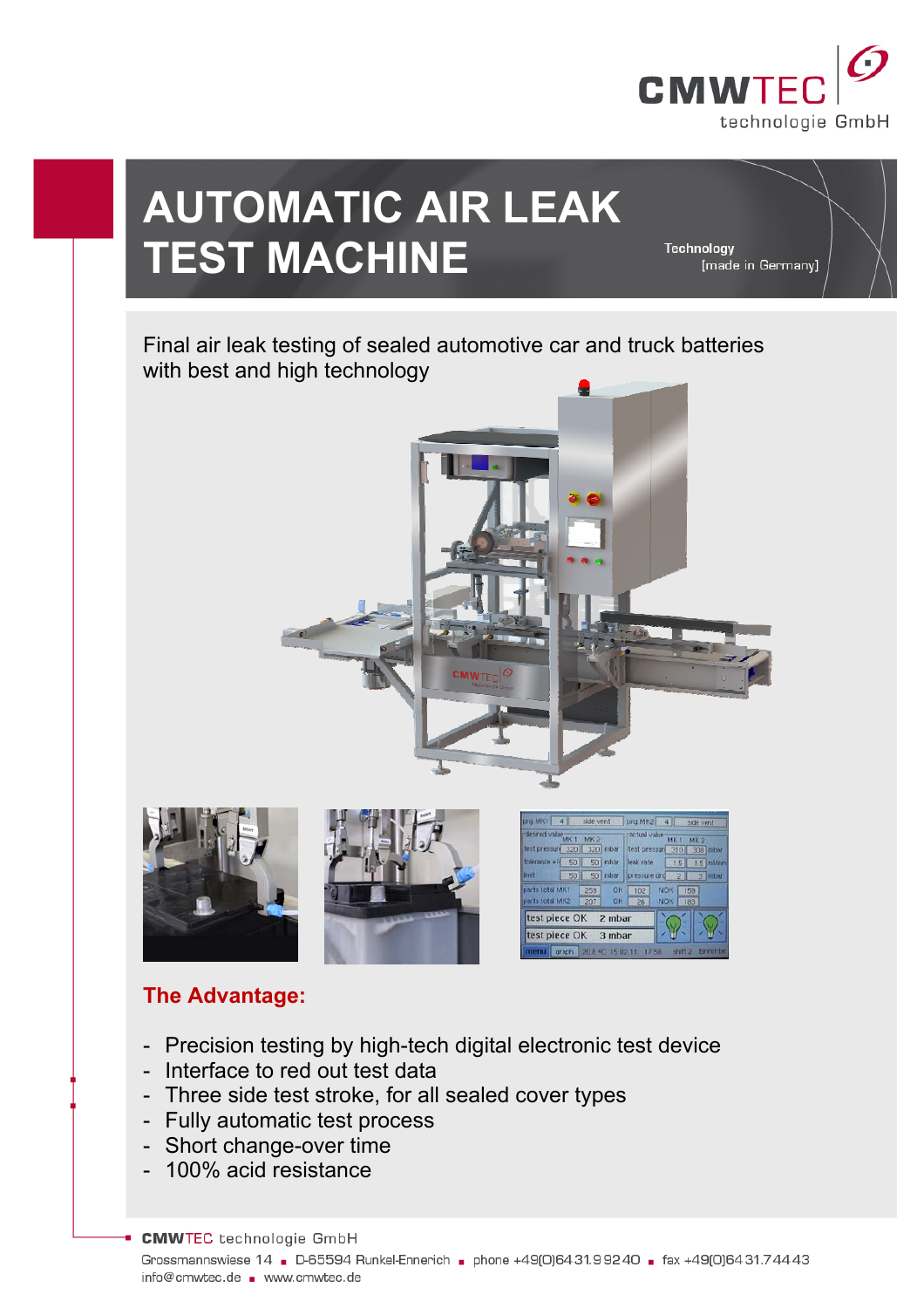CMWTEC technologie GmbH

# AUTOMATIC AIR LEAK TEST MACHINE

Technology [made in Germany]

Final air leak testing of sealed automotive car and truck batteries with best and high technology

## The Advantage:

- Precision testing by high-tech digital electronic test device
- Interface to red out test data
- Three side test stroke, for all sealed cover types
- Fully automatic test process
- Short change-over time
- 100% acid resistance

**CMWTEC** technologie GmbH

Grossmannswiese 14 ▪ D-65594 Runkel-Ennerich ▪ phone +49(0)6431.992440 ▪ fax +49(0)6431.74443
info@cmwtec.de ▪ www.cmwtec.de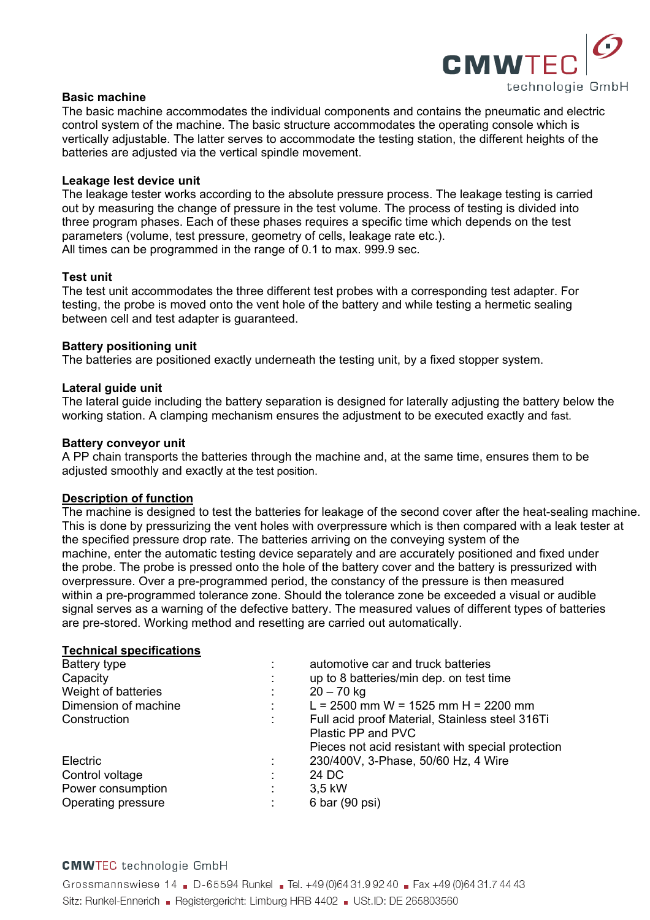**Basic machine**
The basic machine accommodates the individual components and contains the pneumatic and electric control system of the machine. The basic structure accommodates the operating console which is vertically adjustable. The latter serves to accommodate the testing station, the different heights of the batteries are adjusted via the vertical spindle movement.

**Leakage lest device unit**
The leakage tester works according to the absolute pressure process. The leakage testing is carried out by measuring the change of pressure in the test volume. The process of testing is divided into three program phases. Each of these phases requires a specific time which depends on the test parameters (volume, test pressure, geometry of cells, leakage rate etc.).
All times can be programmed in the range of 0.1 to max. 999.9 sec.

**Test unit**
The test unit accommodates the three different test probes with a corresponding test adapter. For testing, the probe is moved onto the vent hole of the battery and while testing a hermetic sealing between cell and test adapter is guaranteed.

**Battery positioning unit**
The batteries are positioned exactly underneath the testing unit, by a fixed stopper system.

**Lateral guide unit**
The lateral guide including the battery separation is designed for laterally adjusting the battery below the working station. A clamping mechanism ensures the adjustment to be executed exactly and fast.

**Battery conveyor unit**
A PP chain transports the batteries through the machine and, at the same time, ensures them to be adjusted smoothly and exactly at the test position.

**Description of function**
The machine is designed to test the batteries for leakage of the second cover after the heat-sealing machine. This is done by pressurizing the vent holes with overpressure which is then compared with a leak tester at the specified pressure drop rate. The batteries arriving on the conveying system of the machine, enter the automatic testing device separately and are accurately positioned and fixed under the probe. The probe is pressed onto the hole of the battery cover and the battery is pressurized with overpressure. Over a pre-programmed period, the constancy of the pressure is then measured within a pre-programmed tolerance zone. Should the tolerance zone be exceeded a visual or audible signal serves as a warning of the defective battery. The measured values of different types of batteries are pre-stored. Working method and resetting are carried out automatically.

**Technical specifications**

| | | |
|---|---|---|
| Battery type | : | automotive car and truck batteries |
| Capacity | : | up to 8 batteries/min dep. on test time |
| Weight of batteries | : | 20 – 70 kg |
| Dimension of machine | : | L = 2500 mm W = 1525 mm H = 2200 mm |
| Construction | : | Full acid proof Material, Stainless steel 316Ti<br>Plastic PP and PVC<br>Pieces not acid resistant with special protection |
| Electric | : | 230/400V, 3-Phase, 50/60 Hz, 4 Wire |
| Control voltage | : | 24 DC |
| Power consumption | : | 3,5 kW |
| Operating pressure | : | 6 bar (90 psi) |